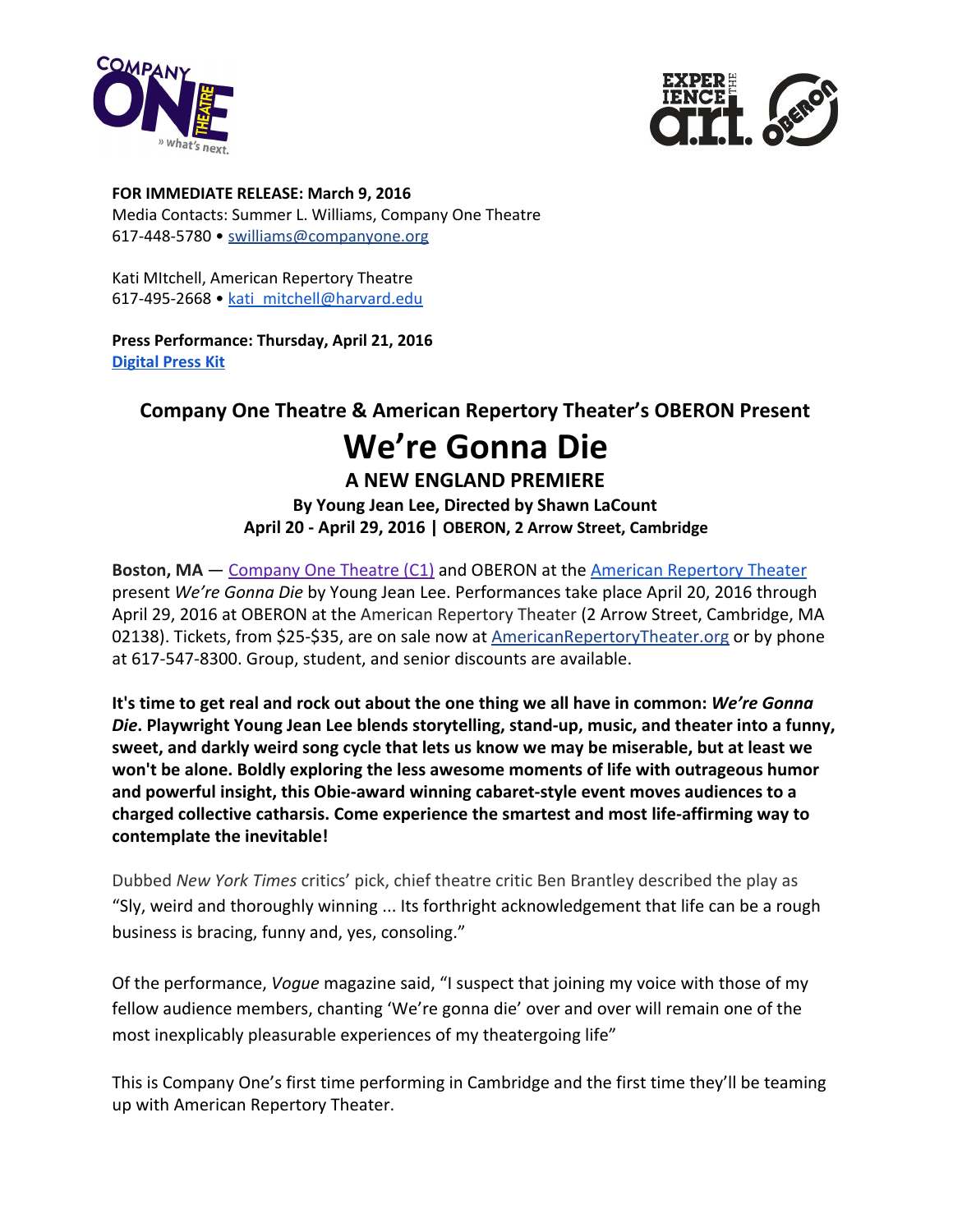**FOR IMMEDIATE RELEASE: March 9, 2016**
Media Contacts: Summer L. Williams, Company One Theatre
617-448-5780 • swilliams@companyone.org

Kati MItchell, American Repertory Theatre
617-495-2668 • kati_mitchell@harvard.edu

**Press Performance: Thursday, April 21, 2016**
**Digital Press Kit**

### Company One Theatre & American Repertory Theater's OBERON Present

# We're Gonna Die

### A NEW ENGLAND PREMIERE

**By Young Jean Lee, Directed by Shawn LaCount**
**April 20 - April 29, 2016 | OBERON, 2 Arrow Street, Cambridge**

**Boston, MA** — Company One Theatre (C1) and OBERON at the American Repertory Theater present *We're Gonna Die* by Young Jean Lee. Performances take place April 20, 2016 through April 29, 2016 at OBERON at the American Repertory Theater (2 Arrow Street, Cambridge, MA 02138). Tickets, from $25-$35, are on sale now at AmericanRepertoryTheater.org or by phone at 617-547-8300. Group, student, and senior discounts are available.

**It's time to get real and rock out about the one thing we all have in common: *We're Gonna Die*. Playwright Young Jean Lee blends storytelling, stand-up, music, and theater into a funny, sweet, and darkly weird song cycle that lets us know we may be miserable, but at least we won't be alone. Boldly exploring the less awesome moments of life with outrageous humor and powerful insight, this Obie-award winning cabaret-style event moves audiences to a charged collective catharsis. Come experience the smartest and most life-affirming way to contemplate the inevitable!**

Dubbed *New York Times* critics' pick, chief theatre critic Ben Brantley described the play as "Sly, weird and thoroughly winning ... Its forthright acknowledgement that life can be a rough business is bracing, funny and, yes, consoling."

Of the performance, *Vogue* magazine said, "I suspect that joining my voice with those of my fellow audience members, chanting 'We're gonna die' over and over will remain one of the most inexplicably pleasurable experiences of my theatergoing life"

This is Company One's first time performing in Cambridge and the first time they'll be teaming up with American Repertory Theater.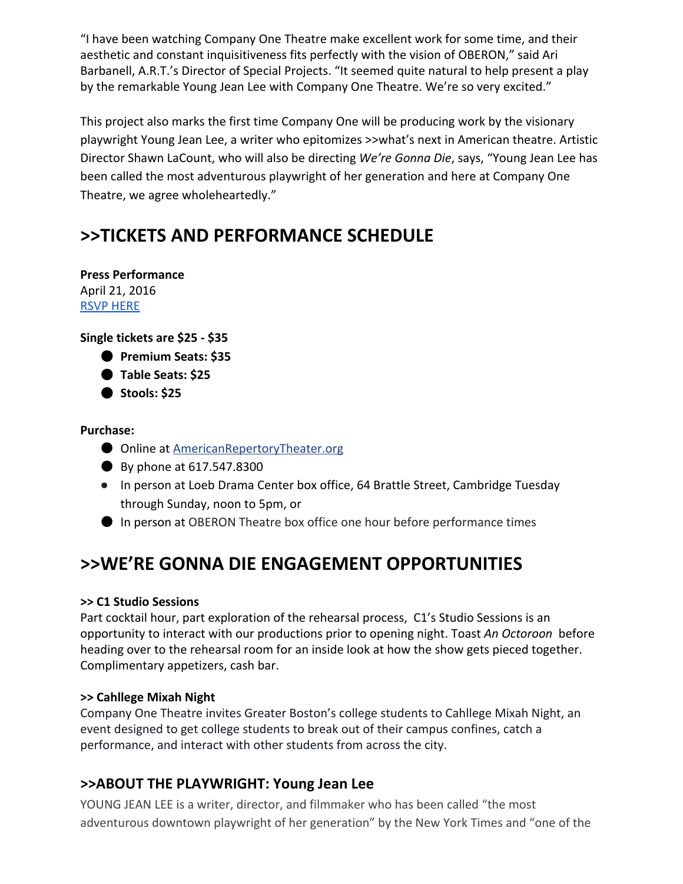"I have been watching Company One Theatre make excellent work for some time, and their aesthetic and constant inquisitiveness fits perfectly with the vision of OBERON," said Ari Barbanell, A.R.T.'s Director of Special Projects. "It seemed quite natural to help present a play by the remarkable Young Jean Lee with Company One Theatre. We're so very excited."

This project also marks the first time Company One will be producing work by the visionary playwright Young Jean Lee, a writer who epitomizes >>what's next in American theatre. Artistic Director Shawn LaCount, who will also be directing *We're Gonna Die*, says, "Young Jean Lee has been called the most adventurous playwright of her generation and here at Company One Theatre, we agree wholeheartedly."

## >>TICKETS AND PERFORMANCE SCHEDULE

**Press Performance**
April 21, 2016
RSVP HERE

**Single tickets are $25 - $35**

- **Premium Seats: $35**
- **Table Seats: $25**
- **Stools: $25**

**Purchase:**

- Online at AmericanRepertoryTheater.org
- By phone at 617.547.8300
- In person at Loeb Drama Center box office, 64 Brattle Street, Cambridge Tuesday through Sunday, noon to 5pm, or
- In person at OBERON Theatre box office one hour before performance times

## >>WE'RE GONNA DIE ENGAGEMENT OPPORTUNITIES

**>> C1 Studio Sessions**
Part cocktail hour, part exploration of the rehearsal process, C1's Studio Sessions is an opportunity to interact with our productions prior to opening night. Toast *An Octoroon* before heading over to the rehearsal room for an inside look at how the show gets pieced together. Complimentary appetizers, cash bar.

**>> Cahllege Mixah Night**
Company One Theatre invites Greater Boston's college students to Cahllege Mixah Night, an event designed to get college students to break out of their campus confines, catch a performance, and interact with other students from across the city.

### >>ABOUT THE PLAYWRIGHT: Young Jean Lee

YOUNG JEAN LEE is a writer, director, and filmmaker who has been called "the most adventurous downtown playwright of her generation" by the New York Times and "one of the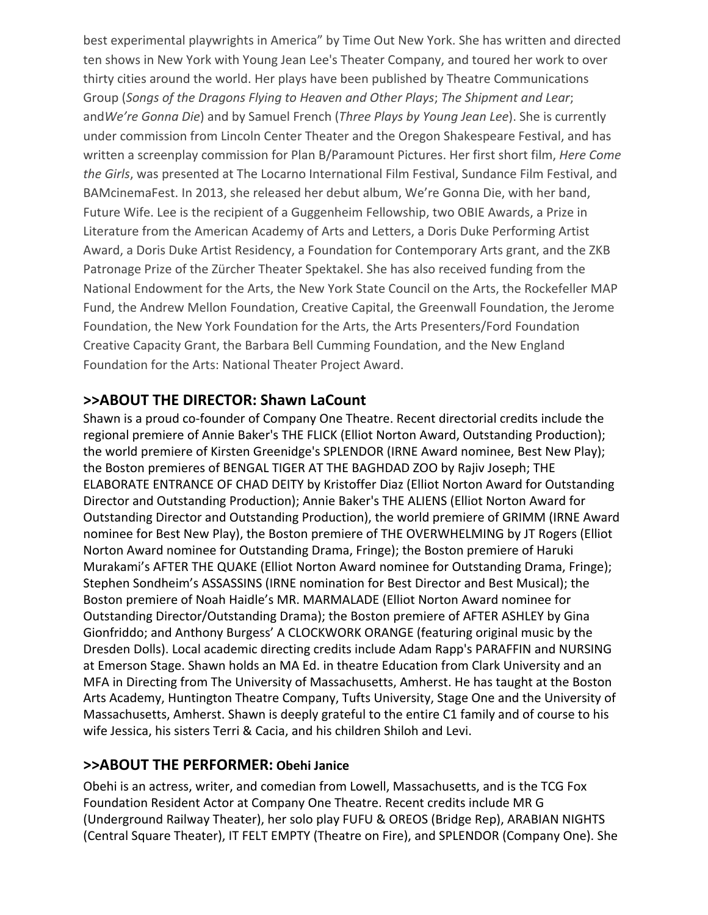best experimental playwrights in America" by Time Out New York. She has written and directed ten shows in New York with Young Jean Lee's Theater Company, and toured her work to over thirty cities around the world. Her plays have been published by Theatre Communications Group (*Songs of the Dragons Flying to Heaven and Other Plays*; *The Shipment and Lear*; and*We're Gonna Die*) and by Samuel French (*Three Plays by Young Jean Lee*). She is currently under commission from Lincoln Center Theater and the Oregon Shakespeare Festival, and has written a screenplay commission for Plan B/Paramount Pictures. Her first short film, *Here Come the Girls*, was presented at The Locarno International Film Festival, Sundance Film Festival, and BAMcinemaFest. In 2013, she released her debut album, We're Gonna Die, with her band, Future Wife. Lee is the recipient of a Guggenheim Fellowship, two OBIE Awards, a Prize in Literature from the American Academy of Arts and Letters, a Doris Duke Performing Artist Award, a Doris Duke Artist Residency, a Foundation for Contemporary Arts grant, and the ZKB Patronage Prize of the Zürcher Theater Spektakel. She has also received funding from the National Endowment for the Arts, the New York State Council on the Arts, the Rockefeller MAP Fund, the Andrew Mellon Foundation, Creative Capital, the Greenwall Foundation, the Jerome Foundation, the New York Foundation for the Arts, the Arts Presenters/Ford Foundation Creative Capacity Grant, the Barbara Bell Cumming Foundation, and the New England Foundation for the Arts: National Theater Project Award.

## >>ABOUT THE DIRECTOR: Shawn LaCount

Shawn is a proud co-founder of Company One Theatre. Recent directorial credits include the regional premiere of Annie Baker's THE FLICK (Elliot Norton Award, Outstanding Production); the world premiere of Kirsten Greenidge's SPLENDOR (IRNE Award nominee, Best New Play); the Boston premieres of BENGAL TIGER AT THE BAGHDAD ZOO by Rajiv Joseph; THE ELABORATE ENTRANCE OF CHAD DEITY by Kristoffer Diaz (Elliot Norton Award for Outstanding Director and Outstanding Production); Annie Baker's THE ALIENS (Elliot Norton Award for Outstanding Director and Outstanding Production), the world premiere of GRIMM (IRNE Award nominee for Best New Play), the Boston premiere of THE OVERWHELMING by JT Rogers (Elliot Norton Award nominee for Outstanding Drama, Fringe); the Boston premiere of Haruki Murakami's AFTER THE QUAKE (Elliot Norton Award nominee for Outstanding Drama, Fringe); Stephen Sondheim's ASSASSINS (IRNE nomination for Best Director and Best Musical); the Boston premiere of Noah Haidle's MR. MARMALADE (Elliot Norton Award nominee for Outstanding Director/Outstanding Drama); the Boston premiere of AFTER ASHLEY by Gina Gionfriddo; and Anthony Burgess' A CLOCKWORK ORANGE (featuring original music by the Dresden Dolls). Local academic directing credits include Adam Rapp's PARAFFIN and NURSING at Emerson Stage. Shawn holds an MA Ed. in theatre Education from Clark University and an MFA in Directing from The University of Massachusetts, Amherst. He has taught at the Boston Arts Academy, Huntington Theatre Company, Tufts University, Stage One and the University of Massachusetts, Amherst. Shawn is deeply grateful to the entire C1 family and of course to his wife Jessica, his sisters Terri & Cacia, and his children Shiloh and Levi.

## >>ABOUT THE PERFORMER: Obehi Janice

Obehi is an actress, writer, and comedian from Lowell, Massachusetts, and is the TCG Fox Foundation Resident Actor at Company One Theatre. Recent credits include MR G (Underground Railway Theater), her solo play FUFU & OREOS (Bridge Rep), ARABIAN NIGHTS (Central Square Theater), IT FELT EMPTY (Theatre on Fire), and SPLENDOR (Company One). She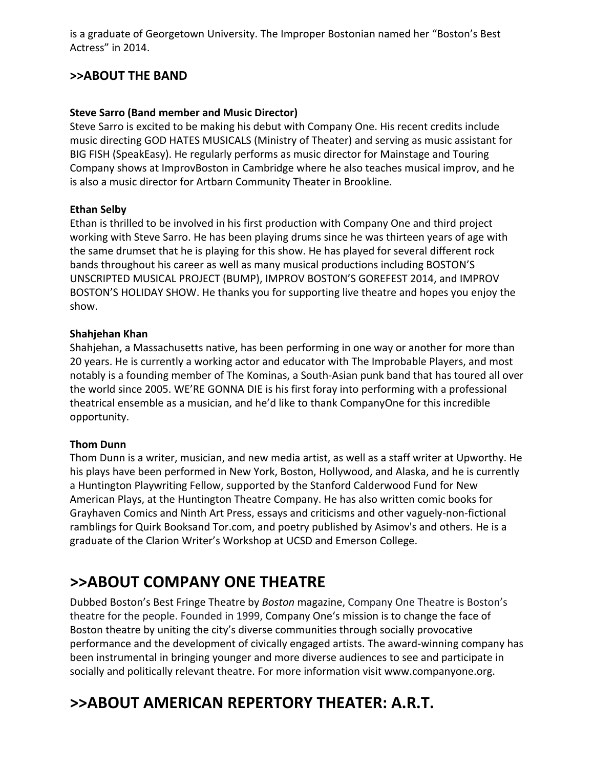is a graduate of Georgetown University. The Improper Bostonian named her “Boston’s Best Actress” in 2014.

### >>ABOUT THE BAND

**Steve Sarro (Band member and Music Director)**
Steve Sarro is excited to be making his debut with Company One. His recent credits include music directing GOD HATES MUSICALS (Ministry of Theater) and serving as music assistant for BIG FISH (SpeakEasy). He regularly performs as music director for Mainstage and Touring Company shows at ImprovBoston in Cambridge where he also teaches musical improv, and he is also a music director for Artbarn Community Theater in Brookline.

**Ethan Selby**
Ethan is thrilled to be involved in his first production with Company One and third project working with Steve Sarro. He has been playing drums since he was thirteen years of age with the same drumset that he is playing for this show. He has played for several different rock bands throughout his career as well as many musical productions including BOSTON’S UNSCRIPTED MUSICAL PROJECT (BUMP), IMPROV BOSTON’S GOREFEST 2014, and IMPROV BOSTON’S HOLIDAY SHOW. He thanks you for supporting live theatre and hopes you enjoy the show.

**Shahjehan Khan**
Shahjehan, a Massachusetts native, has been performing in one way or another for more than 20 years. He is currently a working actor and educator with The Improbable Players, and most notably is a founding member of The Kominas, a South-Asian punk band that has toured all over the world since 2005. WE’RE GONNA DIE is his first foray into performing with a professional theatrical ensemble as a musician, and he’d like to thank CompanyOne for this incredible opportunity.

**Thom Dunn**
Thom Dunn is a writer, musician, and new media artist, as well as a staff writer at Upworthy. He his plays have been performed in New York, Boston, Hollywood, and Alaska, and he is currently a Huntington Playwriting Fellow, supported by the Stanford Calderwood Fund for New American Plays, at the Huntington Theatre Company. He has also written comic books for Grayhaven Comics and Ninth Art Press, essays and criticisms and other vaguely-non-fictional ramblings for Quirk Booksand Tor.com, and poetry published by Asimov's and others. He is a graduate of the Clarion Writer’s Workshop at UCSD and Emerson College.

## >>ABOUT COMPANY ONE THEATRE

Dubbed Boston’s Best Fringe Theatre by *Boston* magazine, Company One Theatre is Boston’s theatre for the people. Founded in 1999, Company One‘s mission is to change the face of Boston theatre by uniting the city’s diverse communities through socially provocative performance and the development of civically engaged artists. The award-winning company has been instrumental in bringing younger and more diverse audiences to see and participate in socially and politically relevant theatre. For more information visit www.companyone.org.

## >>ABOUT AMERICAN REPERTORY THEATER: A.R.T.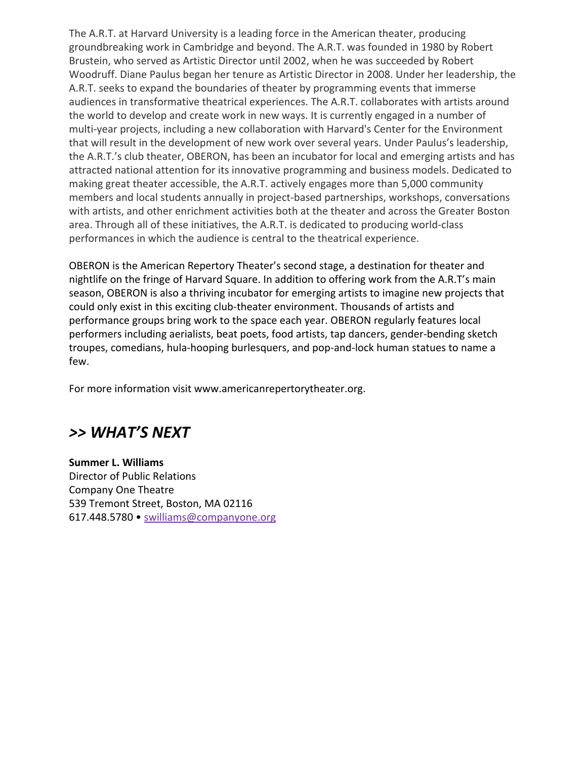The A.R.T. at Harvard University is a leading force in the American theater, producing groundbreaking work in Cambridge and beyond. The A.R.T. was founded in 1980 by Robert Brustein, who served as Artistic Director until 2002, when he was succeeded by Robert Woodruff. Diane Paulus began her tenure as Artistic Director in 2008. Under her leadership, the A.R.T. seeks to expand the boundaries of theater by programming events that immerse audiences in transformative theatrical experiences. The A.R.T. collaborates with artists around the world to develop and create work in new ways. It is currently engaged in a number of multi-year projects, including a new collaboration with Harvard's Center for the Environment that will result in the development of new work over several years. Under Paulus's leadership, the A.R.T.'s club theater, OBERON, has been an incubator for local and emerging artists and has attracted national attention for its innovative programming and business models. Dedicated to making great theater accessible, the A.R.T. actively engages more than 5,000 community members and local students annually in project-based partnerships, workshops, conversations with artists, and other enrichment activities both at the theater and across the Greater Boston area. Through all of these initiatives, the A.R.T. is dedicated to producing world-class performances in which the audience is central to the theatrical experience.

OBERON is the American Repertory Theater's second stage, a destination for theater and nightlife on the fringe of Harvard Square. In addition to offering work from the A.R.T's main season, OBERON is also a thriving incubator for emerging artists to imagine new projects that could only exist in this exciting club-theater environment. Thousands of artists and performance groups bring work to the space each year. OBERON regularly features local performers including aerialists, beat poets, food artists, tap dancers, gender-bending sketch troupes, comedians, hula-hooping burlesquers, and pop-and-lock human statues to name a few.

For more information visit www.americanrepertorytheater.org.

## *>> WHAT'S NEXT*

**Summer L. Williams**
Director of Public Relations
Company One Theatre
539 Tremont Street, Boston, MA 02116
617.448.5780 • swilliams@companyone.org